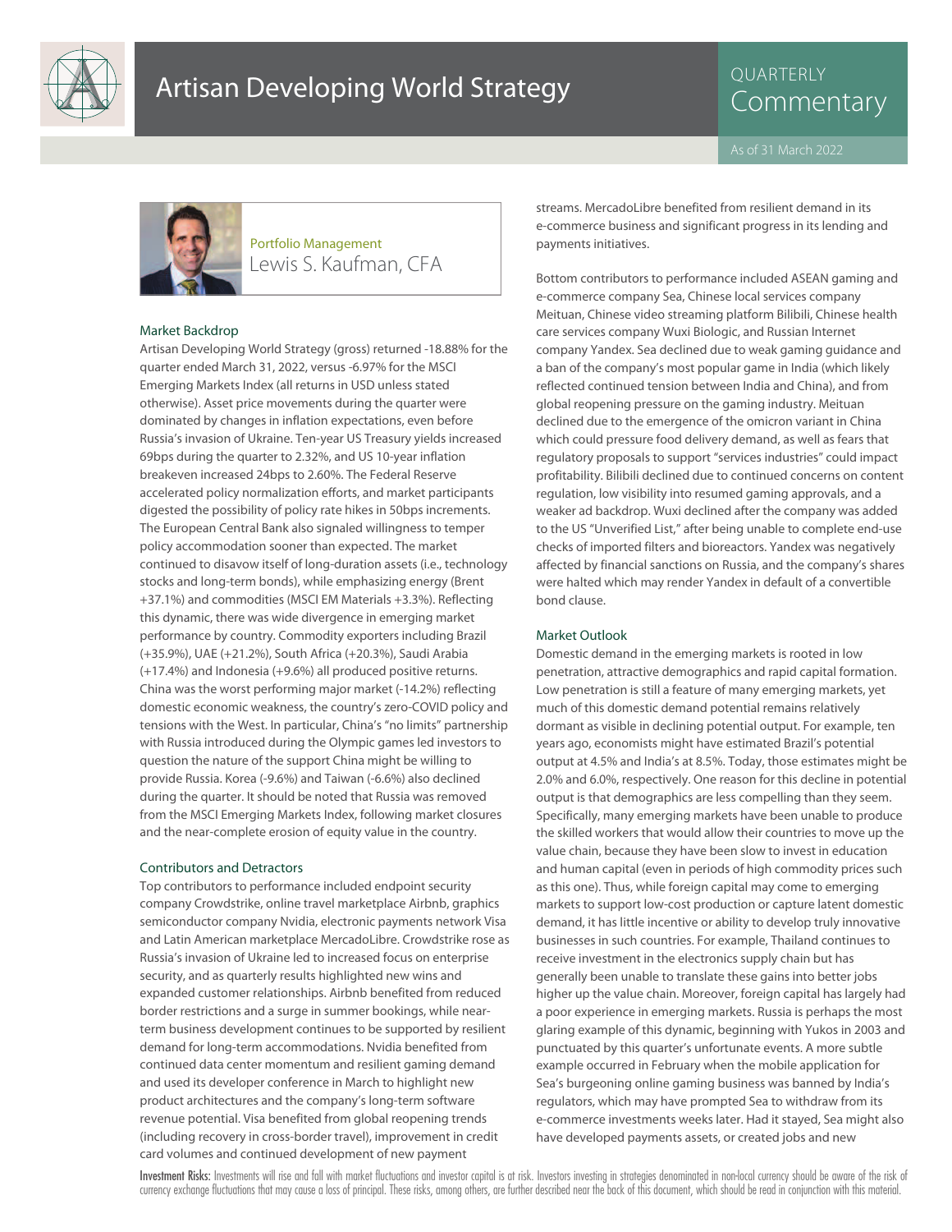# Artisan Developing World Strategy

QUARTERLY Commentary

As of 31 March 2022

Portfolio Management
Lewis S. Kaufman, CFA

## Market Backdrop

Artisan Developing World Strategy (gross) returned -18.88% for the quarter ended March 31, 2022, versus -6.97% for the MSCI Emerging Markets Index (all returns in USD unless stated otherwise). Asset price movements during the quarter were dominated by changes in inflation expectations, even before Russia's invasion of Ukraine. Ten-year US Treasury yields increased 69bps during the quarter to 2.32%, and US 10-year inflation breakeven increased 24bps to 2.60%. The Federal Reserve accelerated policy normalization efforts, and market participants digested the possibility of policy rate hikes in 50bps increments. The European Central Bank also signaled willingness to temper policy accommodation sooner than expected. The market continued to disavow itself of long-duration assets (i.e., technology stocks and long-term bonds), while emphasizing energy (Brent +37.1%) and commodities (MSCI EM Materials +3.3%). Reflecting this dynamic, there was wide divergence in emerging market performance by country. Commodity exporters including Brazil (+35.9%), UAE (+21.2%), South Africa (+20.3%), Saudi Arabia (+17.4%) and Indonesia (+9.6%) all produced positive returns. China was the worst performing major market (-14.2%) reflecting domestic economic weakness, the country's zero-COVID policy and tensions with the West. In particular, China's "no limits" partnership with Russia introduced during the Olympic games led investors to question the nature of the support China might be willing to provide Russia. Korea (-9.6%) and Taiwan (-6.6%) also declined during the quarter. It should be noted that Russia was removed from the MSCI Emerging Markets Index, following market closures and the near-complete erosion of equity value in the country.

## Contributors and Detractors

Top contributors to performance included endpoint security company Crowdstrike, online travel marketplace Airbnb, graphics semiconductor company Nvidia, electronic payments network Visa and Latin American marketplace MercadoLibre. Crowdstrike rose as Russia's invasion of Ukraine led to increased focus on enterprise security, and as quarterly results highlighted new wins and expanded customer relationships. Airbnb benefited from reduced border restrictions and a surge in summer bookings, while near-term business development continues to be supported by resilient demand for long-term accommodations. Nvidia benefited from continued data center momentum and resilient gaming demand and used its developer conference in March to highlight new product architectures and the company's long-term software revenue potential. Visa benefited from global reopening trends (including recovery in cross-border travel), improvement in credit card volumes and continued development of new payment streams. MercadoLibre benefited from resilient demand in its e-commerce business and significant progress in its lending and payments initiatives.

Bottom contributors to performance included ASEAN gaming and e-commerce company Sea, Chinese local services company Meituan, Chinese video streaming platform Bilibili, Chinese health care services company Wuxi Biologic, and Russian Internet company Yandex. Sea declined due to weak gaming guidance and a ban of the company's most popular game in India (which likely reflected continued tension between India and China), and from global reopening pressure on the gaming industry. Meituan declined due to the emergence of the omicron variant in China which could pressure food delivery demand, as well as fears that regulatory proposals to support "services industries" could impact profitability. Bilibili declined due to continued concerns on content regulation, low visibility into resumed gaming approvals, and a weaker ad backdrop. Wuxi declined after the company was added to the US "Unverified List," after being unable to complete end-use checks of imported filters and bioreactors. Yandex was negatively affected by financial sanctions on Russia, and the company's shares were halted which may render Yandex in default of a convertible bond clause.

## Market Outlook

Domestic demand in the emerging markets is rooted in low penetration, attractive demographics and rapid capital formation. Low penetration is still a feature of many emerging markets, yet much of this domestic demand potential remains relatively dormant as visible in declining potential output. For example, ten years ago, economists might have estimated Brazil's potential output at 4.5% and India's at 8.5%. Today, those estimates might be 2.0% and 6.0%, respectively. One reason for this decline in potential output is that demographics are less compelling than they seem. Specifically, many emerging markets have been unable to produce the skilled workers that would allow their countries to move up the value chain, because they have been slow to invest in education and human capital (even in periods of high commodity prices such as this one). Thus, while foreign capital may come to emerging markets to support low-cost production or capture latent domestic demand, it has little incentive or ability to develop truly innovative businesses in such countries. For example, Thailand continues to receive investment in the electronics supply chain but has generally been unable to translate these gains into better jobs higher up the value chain. Moreover, foreign capital has largely had a poor experience in emerging markets. Russia is perhaps the most glaring example of this dynamic, beginning with Yukos in 2003 and punctuated by this quarter's unfortunate events. A more subtle example occurred in February when the mobile application for Sea's burgeoning online gaming business was banned by India's regulators, which may have prompted Sea to withdraw from its e-commerce investments weeks later. Had it stayed, Sea might also have developed payments assets, or created jobs and new

**Investment Risks:** Investments will rise and fall with market fluctuations and investor capital is at risk. Investors investing in strategies denominated in non-local currency should be aware of the risk of currency exchange fluctuations that may cause a loss of principal. These risks, among others, are further described near the back of this document, which should be read in conjunction with this material.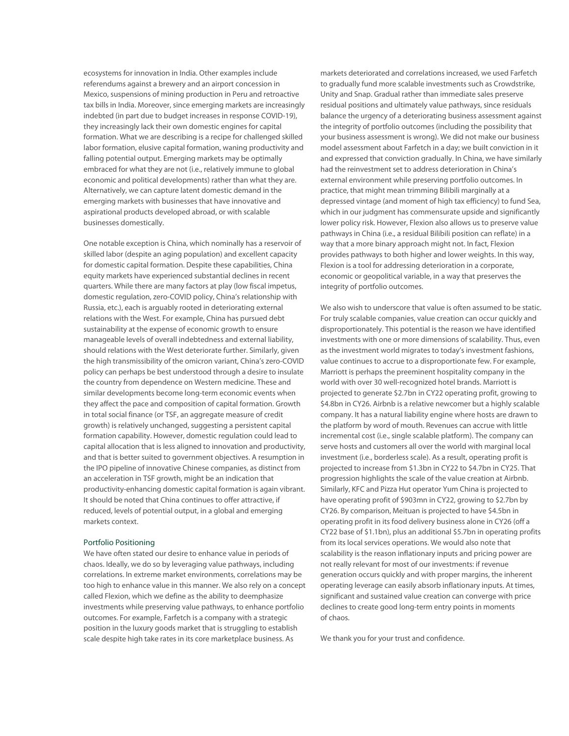ecosystems for innovation in India. Other examples include referendums against a brewery and an airport concession in Mexico, suspensions of mining production in Peru and retroactive tax bills in India. Moreover, since emerging markets are increasingly indebted (in part due to budget increases in response COVID-19), they increasingly lack their own domestic engines for capital formation. What we are describing is a recipe for challenged skilled labor formation, elusive capital formation, waning productivity and falling potential output. Emerging markets may be optimally embraced for what they are not (i.e., relatively immune to global economic and political developments) rather than what they are. Alternatively, we can capture latent domestic demand in the emerging markets with businesses that have innovative and aspirational products developed abroad, or with scalable businesses domestically.

One notable exception is China, which nominally has a reservoir of skilled labor (despite an aging population) and excellent capacity for domestic capital formation. Despite these capabilities, China equity markets have experienced substantial declines in recent quarters. While there are many factors at play (low fiscal impetus, domestic regulation, zero-COVID policy, China's relationship with Russia, etc.), each is arguably rooted in deteriorating external relations with the West. For example, China has pursued debt sustainability at the expense of economic growth to ensure manageable levels of overall indebtedness and external liability, should relations with the West deteriorate further. Similarly, given the high transmissibility of the omicron variant, China's zero-COVID policy can perhaps be best understood through a desire to insulate the country from dependence on Western medicine. These and similar developments become long-term economic events when they affect the pace and composition of capital formation. Growth in total social finance (or TSF, an aggregate measure of credit growth) is relatively unchanged, suggesting a persistent capital formation capability. However, domestic regulation could lead to capital allocation that is less aligned to innovation and productivity, and that is better suited to government objectives. A resumption in the IPO pipeline of innovative Chinese companies, as distinct from an acceleration in TSF growth, might be an indication that productivity-enhancing domestic capital formation is again vibrant. It should be noted that China continues to offer attractive, if reduced, levels of potential output, in a global and emerging markets context.

## Portfolio Positioning

We have often stated our desire to enhance value in periods of chaos. Ideally, we do so by leveraging value pathways, including correlations. In extreme market environments, correlations may be too high to enhance value in this manner. We also rely on a concept called Flexion, which we define as the ability to deemphasize investments while preserving value pathways, to enhance portfolio outcomes. For example, Farfetch is a company with a strategic position in the luxury goods market that is struggling to establish scale despite high take rates in its core marketplace business. As markets deteriorated and correlations increased, we used Farfetch to gradually fund more scalable investments such as Crowdstrike, Unity and Snap. Gradual rather than immediate sales preserve residual positions and ultimately value pathways, since residuals balance the urgency of a deteriorating business assessment against the integrity of portfolio outcomes (including the possibility that your business assessment is wrong). We did not make our business model assessment about Farfetch in a day; we built conviction in it and expressed that conviction gradually. In China, we have similarly had the reinvestment set to address deterioration in China's external environment while preserving portfolio outcomes. In practice, that might mean trimming Bilibili marginally at a depressed vintage (and moment of high tax efficiency) to fund Sea, which in our judgment has commensurate upside and significantly lower policy risk. However, Flexion also allows us to preserve value pathways in China (i.e., a residual Bilibili position can reflate) in a way that a more binary approach might not. In fact, Flexion provides pathways to both higher and lower weights. In this way, Flexion is a tool for addressing deterioration in a corporate, economic or geopolitical variable, in a way that preserves the integrity of portfolio outcomes.

We also wish to underscore that value is often assumed to be static. For truly scalable companies, value creation can occur quickly and disproportionately. This potential is the reason we have identified investments with one or more dimensions of scalability. Thus, even as the investment world migrates to today's investment fashions, value continues to accrue to a disproportionate few. For example, Marriott is perhaps the preeminent hospitality company in the world with over 30 well-recognized hotel brands. Marriott is projected to generate $2.7bn in CY22 operating profit, growing to $4.8bn in CY26. Airbnb is a relative newcomer but a highly scalable company. It has a natural liability engine where hosts are drawn to the platform by word of mouth. Revenues can accrue with little incremental cost (i.e., single scalable platform). The company can serve hosts and customers all over the world with marginal local investment (i.e., borderless scale). As a result, operating profit is projected to increase from $1.3bn in CY22 to $4.7bn in CY25. That progression highlights the scale of the value creation at Airbnb. Similarly, KFC and Pizza Hut operator Yum China is projected to have operating profit of $903mn in CY22, growing to $2.7bn by CY26. By comparison, Meituan is projected to have $4.5bn in operating profit in its food delivery business alone in CY26 (off a CY22 base of $1.1bn), plus an additional $5.7bn in operating profits from its local services operations. We would also note that scalability is the reason inflationary inputs and pricing power are not really relevant for most of our investments: if revenue generation occurs quickly and with proper margins, the inherent operating leverage can easily absorb inflationary inputs. At times, significant and sustained value creation can converge with price declines to create good long-term entry points in moments of chaos.

We thank you for your trust and confidence.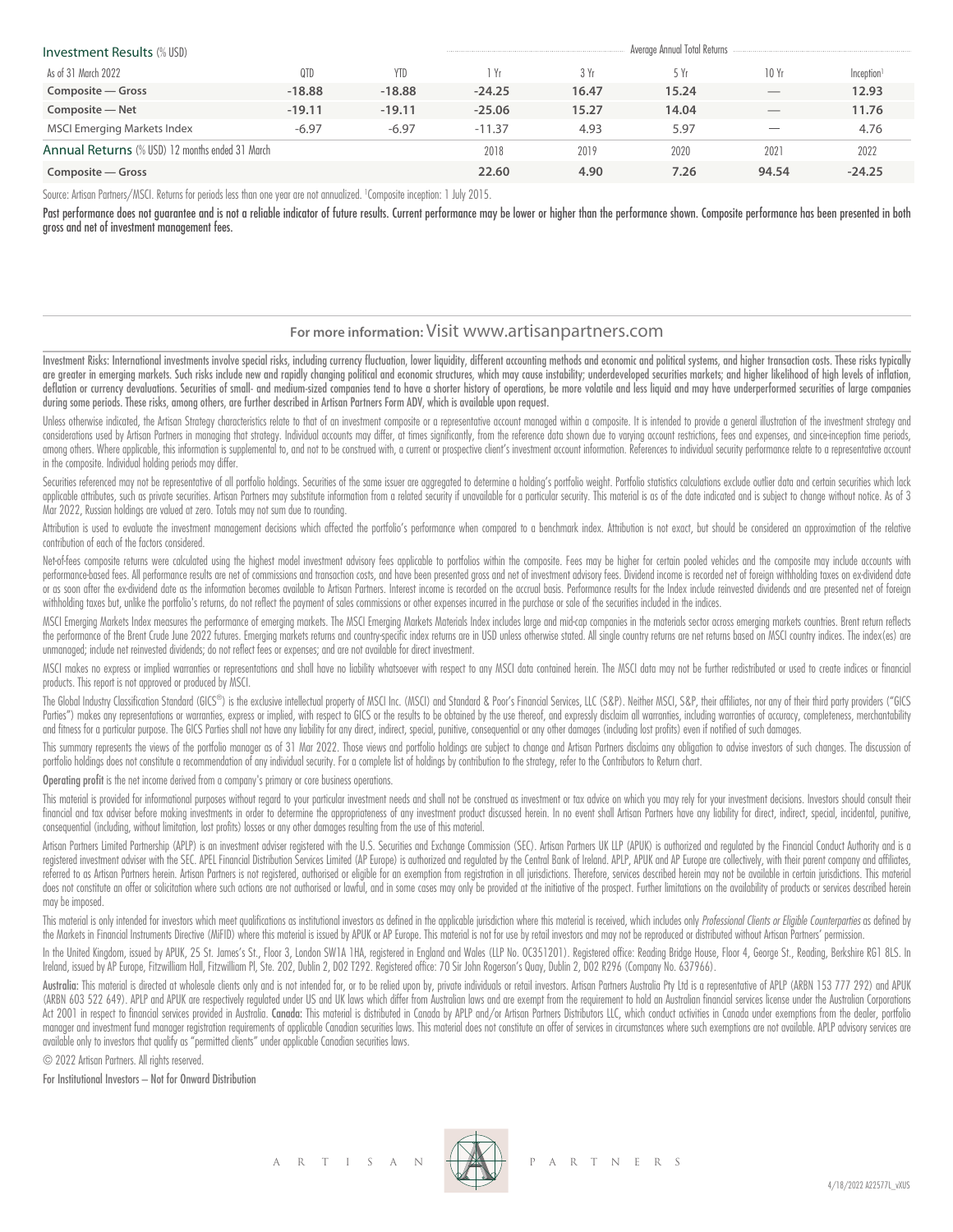| Investment Results (% USD) | | | Average Annual Total Returns | | | | |
|---|---|---|---|---|---|---|---|
| As of 31 March 2022 | QTD | YTD | 1 Yr | 3 Yr | 5 Yr | 10 Yr | Inception[1] |
| **Composite — Gross** | **-18.88** | **-18.88** | **-24.25** | **16.47** | **15.24** | **—** | **12.93** |
| **Composite — Net** | **-19.11** | **-19.11** | **-25.06** | **15.27** | **14.04** | **—** | **11.76** |
| MSCI Emerging Markets Index | -6.97 | -6.97 | -11.37 | 4.93 | 5.97 | — | 4.76 |
| **Annual Returns** (% USD) 12 months ended 31 March | | | 2018 | 2019 | 2020 | 2021 | 2022 |
| **Composite — Gross** | | | **22.60** | **4.90** | **7.26** | **94.54** | **-24.25** |

Source: Artisan Partners/MSCI. Returns for periods less than one year are not annualized. [1]Composite inception: 1 July 2015.

Past performance does not guarantee and is not a reliable indicator of future results. Current performance may be lower or higher than the performance shown. Composite performance has been presented in both gross and net of investment management fees.

**For more information:** Visit www.artisanpartners.com

Investment Risks: International investments involve special risks, including currency fluctuation, lower liquidity, different accounting methods and economic and political systems, and higher transaction costs. These risks typically are greater in emerging markets. Such risks include new and rapidly changing political and economic structures, which may cause instability; underdeveloped securities markets; and higher likelihood of high levels of inflation, deflation or currency devaluations. Securities of small- and medium-sized companies tend to have a shorter history of operations, be more volatile and less liquid and may have underperformed securities of large companies during some periods. These risks, among others, are further described in Artisan Partners Form ADV, which is available upon request.

Unless otherwise indicated, the Artisan Strategy characteristics relate to that of an investment composite or a representative account managed within a composite. It is intended to provide a general illustration of the investment strategy and considerations used by Artisan Partners in managing that strategy. Individual accounts may differ, at times significantly, from the reference data shown due to varying account restrictions, fees and expenses, and since-inception time periods, among others. Where applicable, this information is supplemental to, and not to be construed with, a current or prospective client's investment account information. References to individual security performance relate to a representative account in the composite. Individual holding periods may differ.

Securities referenced may not be representative of all portfolio holdings. Securities of the same issuer are aggregated to determine a holding's portfolio weight. Portfolio statistics calculations exclude outlier data and certain securities which lack applicable attributes, such as private securities. Artisan Partners may substitute information from a related security if unavailable for a particular security. This material is as of the date indicated and is subject to change without notice. As of 3 Mar 2022, Russian holdings are valued at zero. Totals may not sum due to rounding.

Attribution is used to evaluate the investment management decisions which affected the portfolio's performance when compared to a benchmark index. Attribution is not exact, but should be considered an approximation of the relative contribution of each of the factors considered.

Net-of-fees composite returns were calculated using the highest model investment advisory fees applicable to portfolios within the composite. Fees may be higher for certain pooled vehicles and the composite may include accounts with performance-based fees. All performance results are net of commissions and transaction costs, and have been presented gross and net of investment advisory fees. Dividend income is recorded net of foreign withholding taxes on ex-dividend date or as soon after the ex-dividend date as the information becomes available to Artisan Partners. Interest income is recorded on the accrual basis. Performance results for the Index include reinvested dividends and are presented net of foreign withholding taxes but, unlike the portfolio's returns, do not reflect the payment of sales commissions or other expenses incurred in the purchase or sale of the securities included in the indices.

MSCI Emerging Markets Index measures the performance of emerging markets. The MSCI Emerging Markets Materials Index includes large and mid-cap companies in the materials sector across emerging markets countries. Brent return reflects the performance of the Brent Crude June 2022 futures. Emerging markets returns and country-specific index returns are in USD unless otherwise stated. All single country returns are net returns based on MSCI country indices. The index(es) are unmanaged; include net reinvested dividends; do not reflect fees or expenses; and are not available for direct investment.

MSCI makes no express or implied warranties or representations and shall have no liability whatsoever with respect to any MSCI data contained herein. The MSCI data may not be further redistributed or used to create indices or financial products. This report is not approved or produced by MSCI.

The Global Industry Classification Standard (GICS®) is the exclusive intellectual property of MSCI Inc. (MSCI) and Standard & Poor's Financial Services, LLC (S&P). Neither MSCI, S&P, their affiliates, nor any of their third party providers ("GICS Parties") makes any representations or warranties, express or implied, with respect to GICS or the results to be obtained by the use thereof, and expressly disclaim all warranties, including warranties of accuracy, completeness, merchantability and fitness for a particular purpose. The GICS Parties shall not have any liability for any direct, indirect, special, punitive, consequential or any other damages (including lost profits) even if notified of such damages.

This summary represents the views of the portfolio manager as of 31 Mar 2022. Those views and portfolio holdings are subject to change and Artisan Partners disclaims any obligation to advise investors of such changes. The discussion of portfolio holdings does not constitute a recommendation of any individual security. For a complete list of holdings by contribution to the strategy, refer to the Contributors to Return chart.

**Operating profit** is the net income derived from a company's primary or core business operations.

This material is provided for informational purposes without regard to your particular investment needs and shall not be construed as investment or tax advice on which you may rely for your investment decisions. Investors should consult their financial and tax adviser before making investments in order to determine the appropriateness of any investment product discussed herein. In no event shall Artisan Partners have any liability for direct, indirect, special, incidental, punitive, consequential (including, without limitation, lost profits) losses or any other damages resulting from the use of this material.

Artisan Partners Limited Partnership (APLP) is an investment adviser registered with the U.S. Securities and Exchange Commission (SEC). Artisan Partners UK LLP (APUK) is authorized and regulated by the Financial Conduct Authority and is a registered investment adviser with the SEC. APEL Financial Distribution Services Limited (AP Europe) is authorized and regulated by the Central Bank of Ireland. APLP, APUK and AP Europe are collectively, with their parent company and affiliates, referred to as Artisan Partners herein. Artisan Partners is not registered, authorised or eligible for an exemption from registration in all jurisdictions. Therefore, services described herein may not be available in certain jurisdictions. This material does not constitute an offer or solicitation where such actions are not authorised or lawful, and in some cases may only be provided at the initiative of the prospect. Further limitations on the availability of products or services described herein may be imposed.

This material is only intended for investors which meet qualifications as institutional investors as defined in the applicable jurisdiction where this material is received, which includes only *Professional Clients or Eligible Counterparties* as defined by the Markets in Financial Instruments Directive (MiFID) where this material is issued by APUK or AP Europe. This material is not for use by retail investors and may not be reproduced or distributed without Artisan Partners' permission.

In the United Kingdom, issued by APUK, 25 St. James's St., Floor 3, London SW1A 1HA, registered in England and Wales (LLP No. OC351201). Registered office: Reading Bridge House, Floor 4, George St., Reading, Berkshire RG1 8LS. In Ireland, issued by AP Europe, Fitzwilliam Hall, Fitzwilliam Pl, Ste. 202, Dublin 2, D02 T292. Registered office: 70 Sir John Rogerson's Quay, Dublin 2, D02 R296 (Company No. 637966).

**Australia:** This material is directed at wholesale clients only and is not intended for, or to be relied upon by, private individuals or retail investors. Artisan Partners Australia Pty Ltd is a representative of APLP (ARBN 153 777 292) and APUK (ARBN 603 522 649). APLP and APUK are respectively regulated under US and UK laws which differ from Australian laws and are exempt from the requirement to hold an Australian financial services license under the Australian Corporations Act 2001 in respect to financial services provided in Australia. **Canada:** This material is distributed in Canada by APLP and/or Artisan Partners Distributors LLC, which conduct activities in Canada under exemptions from the dealer, portfolio manager and investment fund manager registration requirements of applicable Canadian securities laws. This material does not constitute an offer of services in circumstances where such exemptions are not available. APLP advisory services are available only to investors that qualify as "permitted clients" under applicable Canadian securities laws.

© 2022 Artisan Partners. All rights reserved.

For Institutional Investors – Not for Onward Distribution

ARTISAN PARTNERS

4/18/2022 A22577L_vXUS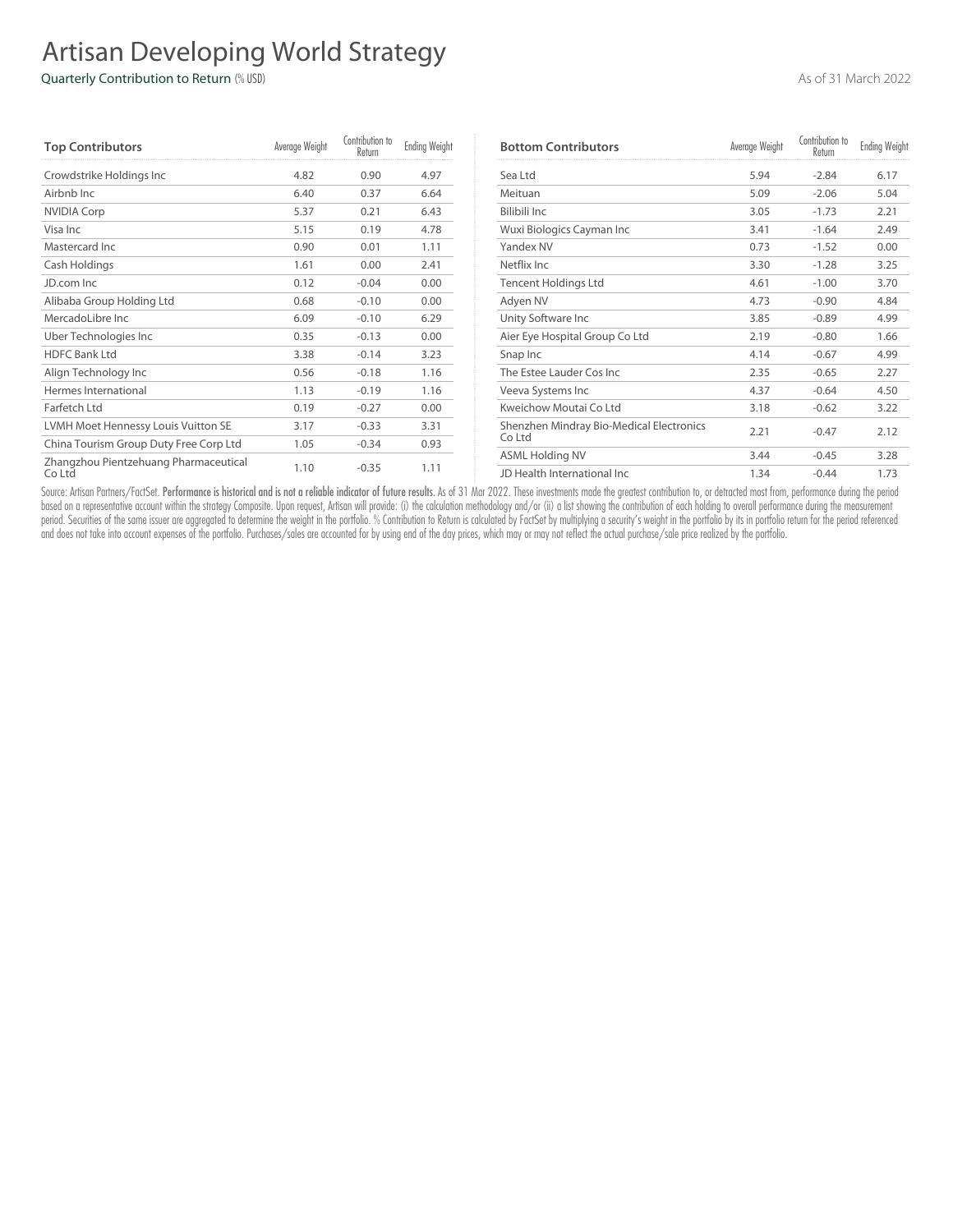# Artisan Developing World Strategy

Quarterly Contribution to Return (% USD)

As of 31 March 2022

| Top Contributors | Average Weight | Contribution to Return | Ending Weight |
|---|---|---|---|
| Crowdstrike Holdings Inc | 4.82 | 0.90 | 4.97 |
| Airbnb Inc | 6.40 | 0.37 | 6.64 |
| NVIDIA Corp | 5.37 | 0.21 | 6.43 |
| Visa Inc | 5.15 | 0.19 | 4.78 |
| Mastercard Inc | 0.90 | 0.01 | 1.11 |
| Cash Holdings | 1.61 | 0.00 | 2.41 |
| JD.com Inc | 0.12 | -0.04 | 0.00 |
| Alibaba Group Holding Ltd | 0.68 | -0.10 | 0.00 |
| MercadoLibre Inc | 6.09 | -0.10 | 6.29 |
| Uber Technologies Inc | 0.35 | -0.13 | 0.00 |
| HDFC Bank Ltd | 3.38 | -0.14 | 3.23 |
| Align Technology Inc | 0.56 | -0.18 | 1.16 |
| Hermes International | 1.13 | -0.19 | 1.16 |
| Farfetch Ltd | 0.19 | -0.27 | 0.00 |
| LVMH Moet Hennessy Louis Vuitton SE | 3.17 | -0.33 | 3.31 |
| China Tourism Group Duty Free Corp Ltd | 1.05 | -0.34 | 0.93 |
| Zhangzhou Pientzehuang Pharmaceutical Co Ltd | 1.10 | -0.35 | 1.11 |

| Bottom Contributors | Average Weight | Contribution to Return | Ending Weight |
|---|---|---|---|
| Sea Ltd | 5.94 | -2.84 | 6.17 |
| Meituan | 5.09 | -2.06 | 5.04 |
| Bilibili Inc | 3.05 | -1.73 | 2.21 |
| Wuxi Biologics Cayman Inc | 3.41 | -1.64 | 2.49 |
| Yandex NV | 0.73 | -1.52 | 0.00 |
| Netflix Inc | 3.30 | -1.28 | 3.25 |
| Tencent Holdings Ltd | 4.61 | -1.00 | 3.70 |
| Adyen NV | 4.73 | -0.90 | 4.84 |
| Unity Software Inc | 3.85 | -0.89 | 4.99 |
| Aier Eye Hospital Group Co Ltd | 2.19 | -0.80 | 1.66 |
| Snap Inc | 4.14 | -0.67 | 4.99 |
| The Estee Lauder Cos Inc | 2.35 | -0.65 | 2.27 |
| Veeva Systems Inc | 4.37 | -0.64 | 4.50 |
| Kweichow Moutai Co Ltd | 3.18 | -0.62 | 3.22 |
| Shenzhen Mindray Bio-Medical Electronics Co Ltd | 2.21 | -0.47 | 2.12 |
| ASML Holding NV | 3.44 | -0.45 | 3.28 |
| JD Health International Inc | 1.34 | -0.44 | 1.73 |

Source: Artisan Partners/FactSet. **Performance is historical and is not a reliable indicator of future results.** As of 31 Mar 2022. These investments made the greatest contribution to, or detracted most from, performance during the period based on a representative account within the strategy Composite. Upon request, Artisan will provide: (i) the calculation methodology and/or (ii) a list showing the contribution of each holding to overall performance during the measurement period. Securities of the same issuer are aggregated to determine the weight in the portfolio. % Contribution to Return is calculated by FactSet by multiplying a security's weight in the portfolio by its in portfolio return for the period referenced and does not take into account expenses of the portfolio. Purchases/sales are accounted for by using end of the day prices, which may or may not reflect the actual purchase/sale price realized by the portfolio.